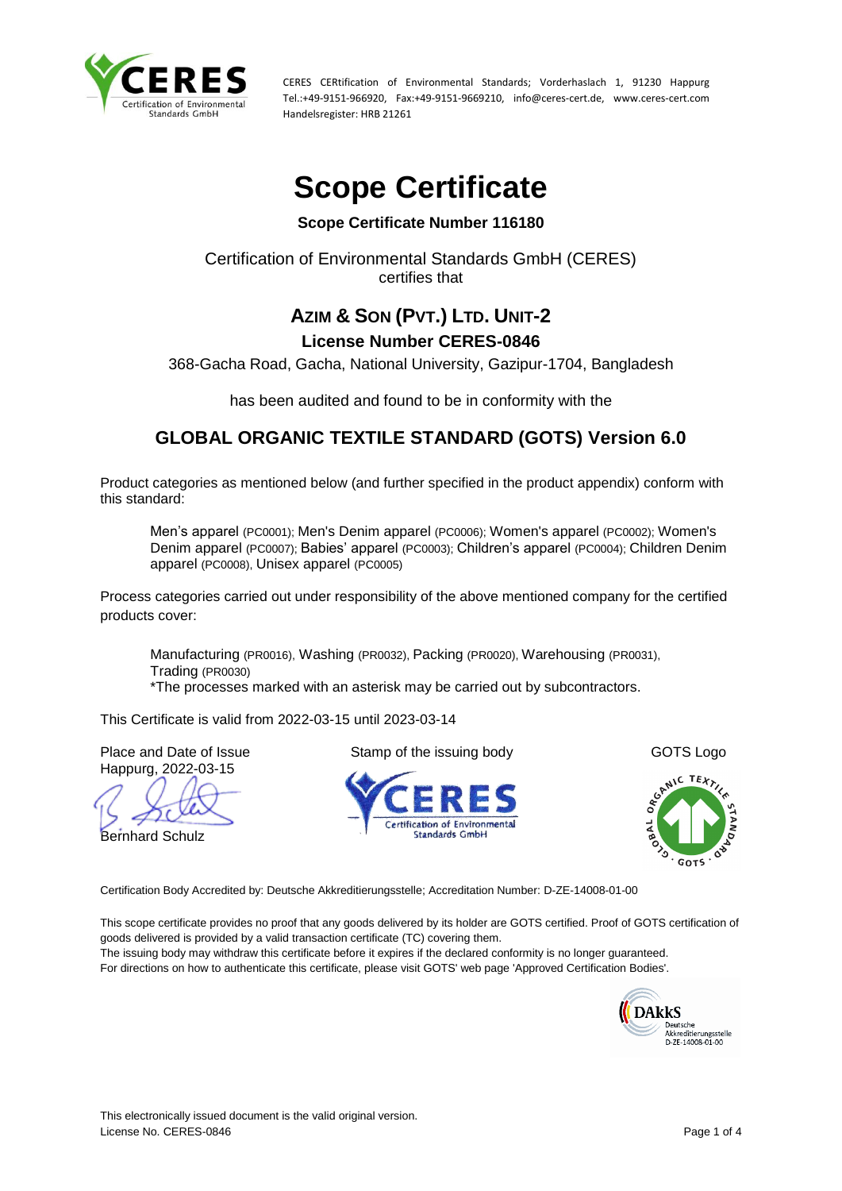CERES CERtification of Environmental Standards; Vorderhaslach 1, 91230 Happurg
Tel.:+49-9151-966920, Fax:+49-9151-9669210, info@ceres-cert.de, www.ceres-cert.com
Handelsregister: HRB 21261

# Scope Certificate

**Scope Certificate Number 116180**

Certification of Environmental Standards GmbH (CERES)
certifies that

## AZIM & SON (PVT.) LTD. UNIT-2

**License Number CERES-0846**

368-Gacha Road, Gacha, National University, Gazipur-1704, Bangladesh

has been audited and found to be in conformity with the

## GLOBAL ORGANIC TEXTILE STANDARD (GOTS) Version 6.0

Product categories as mentioned below (and further specified in the product appendix) conform with this standard:

Men's apparel (PC0001); Men's Denim apparel (PC0006); Women's apparel (PC0002); Women's Denim apparel (PC0007); Babies' apparel (PC0003); Children's apparel (PC0004); Children Denim apparel (PC0008), Unisex apparel (PC0005)

Process categories carried out under responsibility of the above mentioned company for the certified products cover:

Manufacturing (PR0016), Washing (PR0032), Packing (PR0020), Warehousing (PR0031), Trading (PR0030)
*The processes marked with an asterisk may be carried out by subcontractors.

This Certificate is valid from 2022-03-15 until 2023-03-14

Place and Date of Issue
Happurg, 2022-03-15

Bernhard Schulz

Stamp of the issuing body

GOTS Logo

Certification Body Accredited by: Deutsche Akkreditierungsstelle; Accreditation Number: D-ZE-14008-01-00

This scope certificate provides no proof that any goods delivered by its holder are GOTS certified. Proof of GOTS certification of goods delivered is provided by a valid transaction certificate (TC) covering them.
The issuing body may withdraw this certificate before it expires if the declared conformity is no longer guaranteed.
For directions on how to authenticate this certificate, please visit GOTS' web page 'Approved Certification Bodies'.

DAkkS Deutsche Akkreditierungsstelle D-ZE-14008-01-00

This electronically issued document is the valid original version.
License No. CERES-0846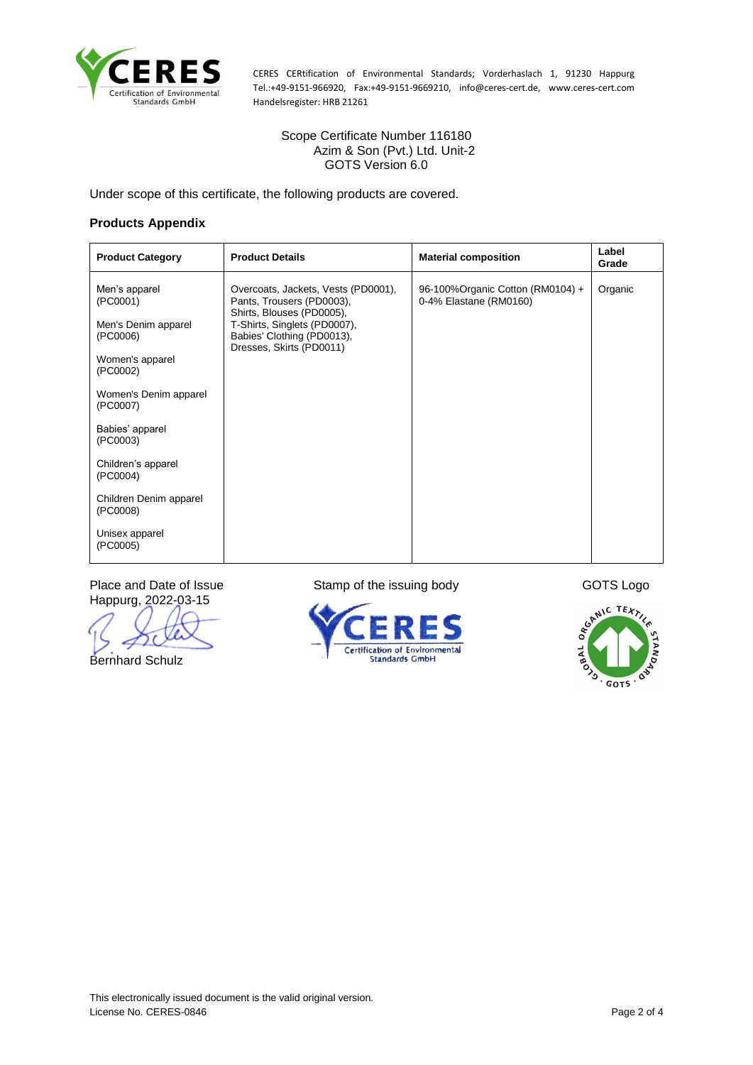CERES CERtification of Environmental Standards; Vorderhaslach 1, 91230 Happurg
Tel.:+49-9151-966920, Fax:+49-9151-9669210, info@ceres-cert.de, www.ceres-cert.com
Handelsregister: HRB 21261

Scope Certificate Number 116180
Azim & Son (Pvt.) Ltd. Unit-2
GOTS Version 6.0

Under scope of this certificate, the following products are covered.

**Products Appendix**

| Product Category | Product Details | Material composition | Label Grade |
| --- | --- | --- | --- |
| Men's apparel (PC0001)<br><br>Men's Denim apparel (PC0006)<br><br>Women's apparel (PC0002)<br><br>Women's Denim apparel (PC0007)<br><br>Babies' apparel (PC0003)<br><br>Children's apparel (PC0004)<br><br>Children Denim apparel (PC0008)<br><br>Unisex apparel (PC0005) | Overcoats, Jackets, Vests (PD0001), Pants, Trousers (PD0003), Shirts, Blouses (PD0005), T-Shirts, Singlets (PD0007), Babies' Clothing (PD0013), Dresses, Skirts (PD0011) | 96-100%Organic Cotton (RM0104) + 0-4% Elastane (RM0160) | Organic |

Place and Date of Issue
Happurg, 2022-03-15

Bernhard Schulz

Stamp of the issuing body

GOTS Logo

This electronically issued document is the valid original version.
License No. CERES-0846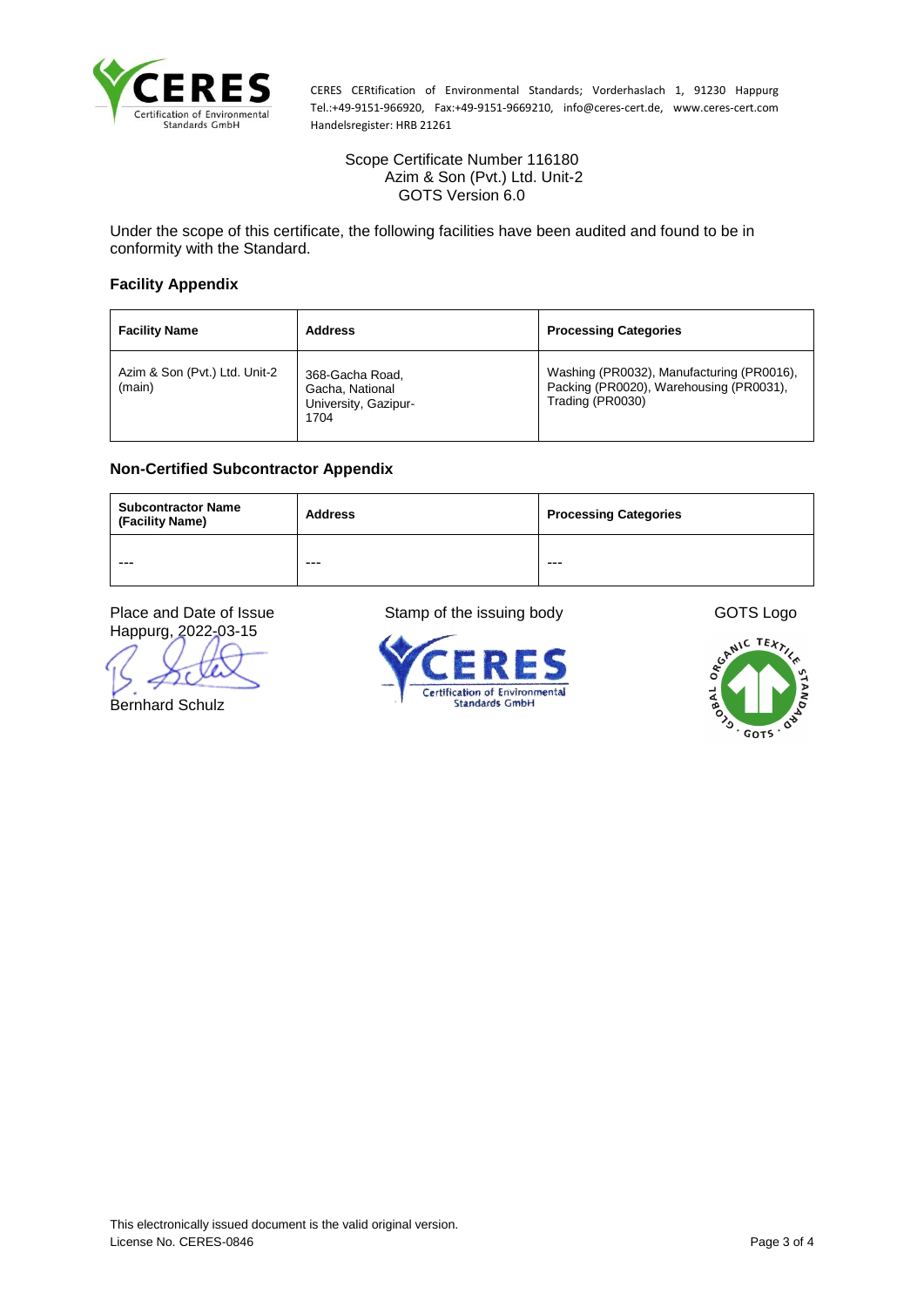CERES CERtification of Environmental Standards; Vorderhaslach 1, 91230 Happurg
Tel.:+49-9151-966920, Fax:+49-9151-9669210, info@ceres-cert.de, www.ceres-cert.com
Handelsregister: HRB 21261

Scope Certificate Number 116180
Azim & Son (Pvt.) Ltd. Unit-2
GOTS Version 6.0

Under the scope of this certificate, the following facilities have been audited and found to be in conformity with the Standard.

## Facility Appendix

| Facility Name | Address | Processing Categories |
|---|---|---|
| Azim & Son (Pvt.) Ltd. Unit-2 (main) | 368-Gacha Road, Gacha, National University, Gazipur-1704 | Washing (PR0032), Manufacturing (PR0016), Packing (PR0020), Warehousing (PR0031), Trading (PR0030) |

## Non-Certified Subcontractor Appendix

| Subcontractor Name (Facility Name) | Address | Processing Categories |
|---|---|---|
| --- | --- | --- |

Place and Date of Issue
Happurg, 2022-03-15

Bernhard Schulz

Stamp of the issuing body

GOTS Logo

This electronically issued document is the valid original version.
License No. CERES-0846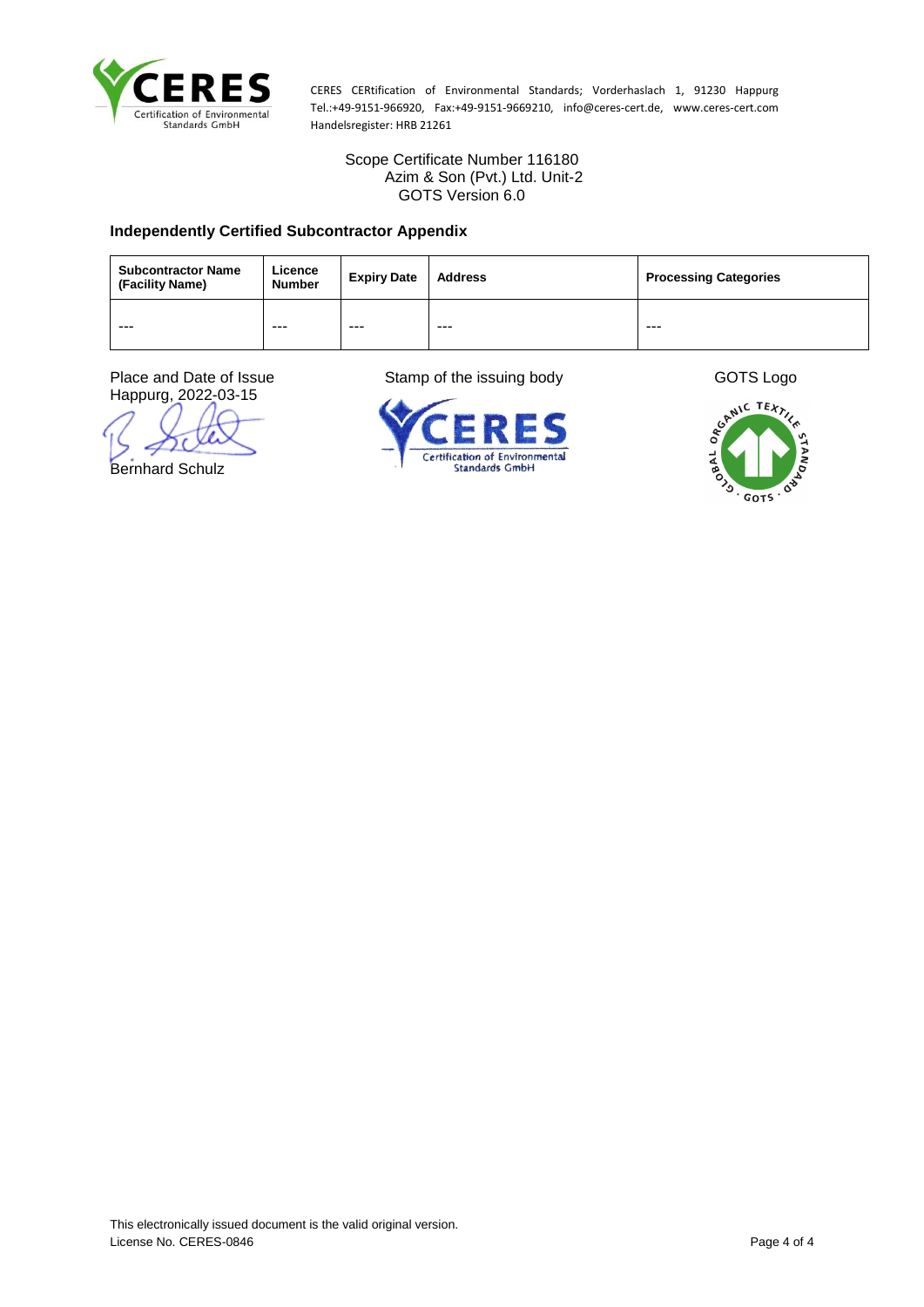CERES CERtification of Environmental Standards; Vorderhaslach 1, 91230 Happurg
Tel.:+49-9151-966920, Fax:+49-9151-9669210, info@ceres-cert.de, www.ceres-cert.com
Handelsregister: HRB 21261

Scope Certificate Number 116180
Azim & Son (Pvt.) Ltd. Unit-2
GOTS Version 6.0

### Independently Certified Subcontractor Appendix

| Subcontractor Name (Facility Name) | Licence Number | Expiry Date | Address | Processing Categories |
|---|---|---|---|---|
| --- | --- | --- | --- | --- |

Place and Date of Issue
Happurg, 2022-03-15

Bernhard Schulz

Stamp of the issuing body

GOTS Logo

This electronically issued document is the valid original version.
License No. CERES-0846